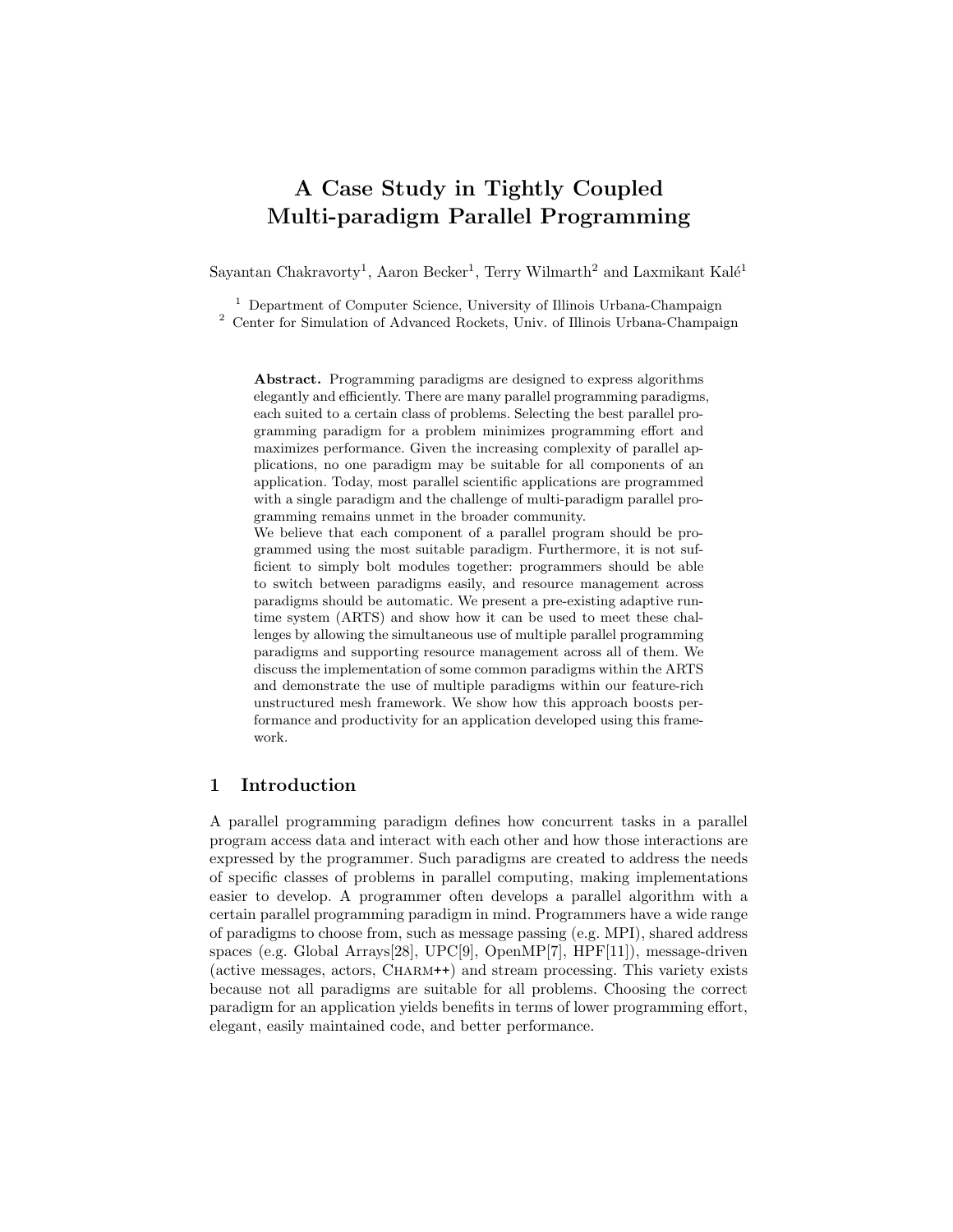# A Case Study in Tightly Coupled Multi-paradigm Parallel Programming

Sayantan Chakravorty[1], Aaron Becker[1], Terry Wilmarth[2] and Laxmikant Kalé[1]

[1] Department of Computer Science, University of Illinois Urbana-Champaign
[2] Center for Simulation of Advanced Rockets, Univ. of Illinois Urbana-Champaign

**Abstract.** Programming paradigms are designed to express algorithms elegantly and efficiently. There are many parallel programming paradigms, each suited to a certain class of problems. Selecting the best parallel programming paradigm for a problem minimizes programming effort and maximizes performance. Given the increasing complexity of parallel applications, no one paradigm may be suitable for all components of an application. Today, most parallel scientific applications are programmed with a single paradigm and the challenge of multi-paradigm parallel programming remains unmet in the broader community.
We believe that each component of a parallel program should be programmed using the most suitable paradigm. Furthermore, it is not sufficient to simply bolt modules together: programmers should be able to switch between paradigms easily, and resource management across paradigms should be automatic. We present a pre-existing adaptive runtime system (ARTS) and show how it can be used to meet these challenges by allowing the simultaneous use of multiple parallel programming paradigms and supporting resource management across all of them. We discuss the implementation of some common paradigms within the ARTS and demonstrate the use of multiple paradigms within our feature-rich unstructured mesh framework. We show how this approach boosts performance and productivity for an application developed using this framework.

## 1 Introduction

A parallel programming paradigm defines how concurrent tasks in a parallel program access data and interact with each other and how those interactions are expressed by the programmer. Such paradigms are created to address the needs of specific classes of problems in parallel computing, making implementations easier to develop. A programmer often develops a parallel algorithm with a certain parallel programming paradigm in mind. Programmers have a wide range of paradigms to choose from, such as message passing (e.g. MPI), shared address spaces (e.g. Global Arrays[28], UPC[9], OpenMP[7], HPF[11]), message-driven (active messages, actors, Charm++) and stream processing. This variety exists because not all paradigms are suitable for all problems. Choosing the correct paradigm for an application yields benefits in terms of lower programming effort, elegant, easily maintained code, and better performance.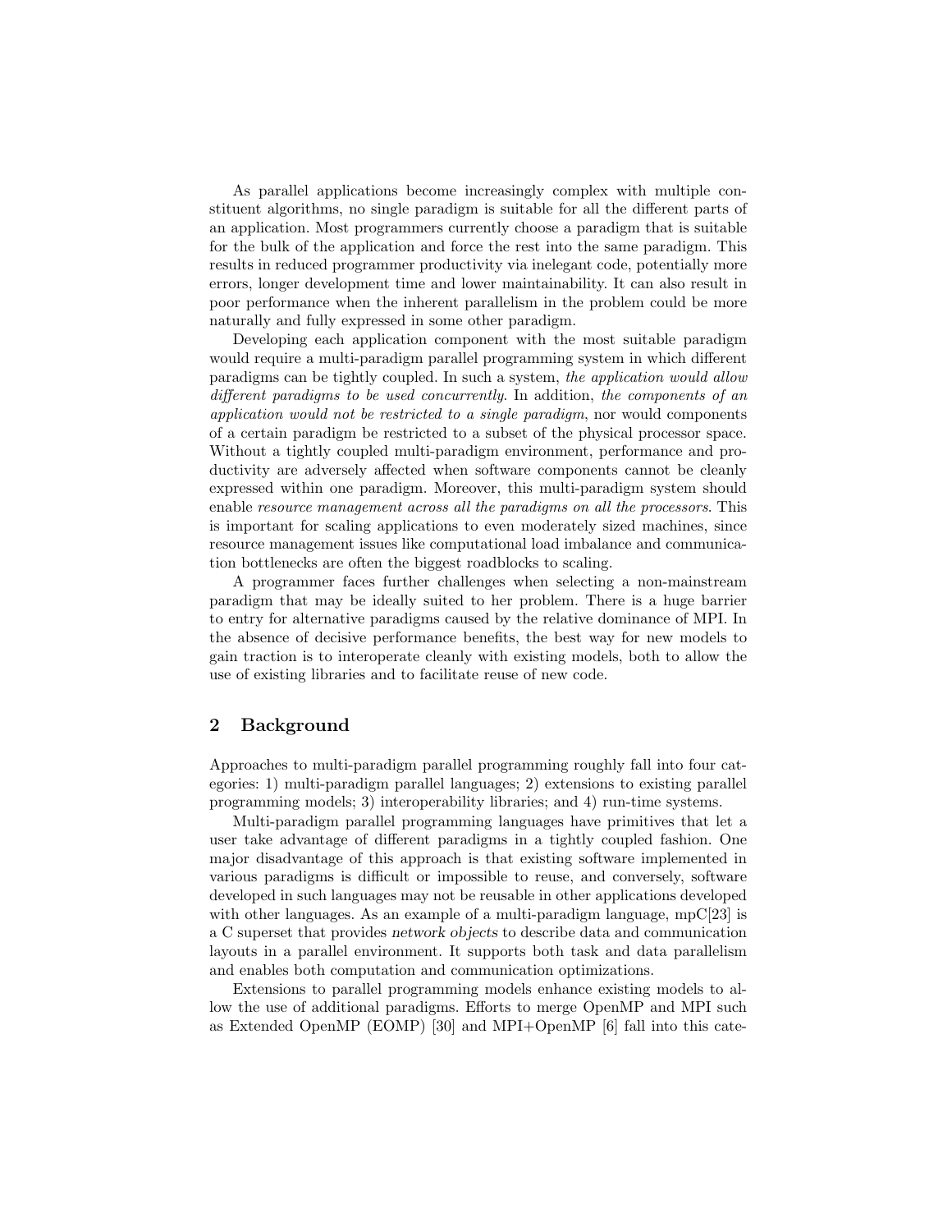As parallel applications become increasingly complex with multiple constituent algorithms, no single paradigm is suitable for all the different parts of an application. Most programmers currently choose a paradigm that is suitable for the bulk of the application and force the rest into the same paradigm. This results in reduced programmer productivity via inelegant code, potentially more errors, longer development time and lower maintainability. It can also result in poor performance when the inherent parallelism in the problem could be more naturally and fully expressed in some other paradigm.

Developing each application component with the most suitable paradigm would require a multi-paradigm parallel programming system in which different paradigms can be tightly coupled. In such a system, *the application would allow different paradigms to be used concurrently*. In addition, *the components of an application would not be restricted to a single paradigm*, nor would components of a certain paradigm be restricted to a subset of the physical processor space. Without a tightly coupled multi-paradigm environment, performance and productivity are adversely affected when software components cannot be cleanly expressed within one paradigm. Moreover, this multi-paradigm system should enable *resource management across all the paradigms on all the processors*. This is important for scaling applications to even moderately sized machines, since resource management issues like computational load imbalance and communication bottlenecks are often the biggest roadblocks to scaling.

A programmer faces further challenges when selecting a non-mainstream paradigm that may be ideally suited to her problem. There is a huge barrier to entry for alternative paradigms caused by the relative dominance of MPI. In the absence of decisive performance benefits, the best way for new models to gain traction is to interoperate cleanly with existing models, both to allow the use of existing libraries and to facilitate reuse of new code.

## 2 Background

Approaches to multi-paradigm parallel programming roughly fall into four categories: 1) multi-paradigm parallel languages; 2) extensions to existing parallel programming models; 3) interoperability libraries; and 4) run-time systems.

Multi-paradigm parallel programming languages have primitives that let a user take advantage of different paradigms in a tightly coupled fashion. One major disadvantage of this approach is that existing software implemented in various paradigms is difficult or impossible to reuse, and conversely, software developed in such languages may not be reusable in other applications developed with other languages. As an example of a multi-paradigm language, mpC[23] is a C superset that provides *network objects* to describe data and communication layouts in a parallel environment. It supports both task and data parallelism and enables both computation and communication optimizations.

Extensions to parallel programming models enhance existing models to allow the use of additional paradigms. Efforts to merge OpenMP and MPI such as Extended OpenMP (EOMP) [30] and MPI+OpenMP [6] fall into this cate-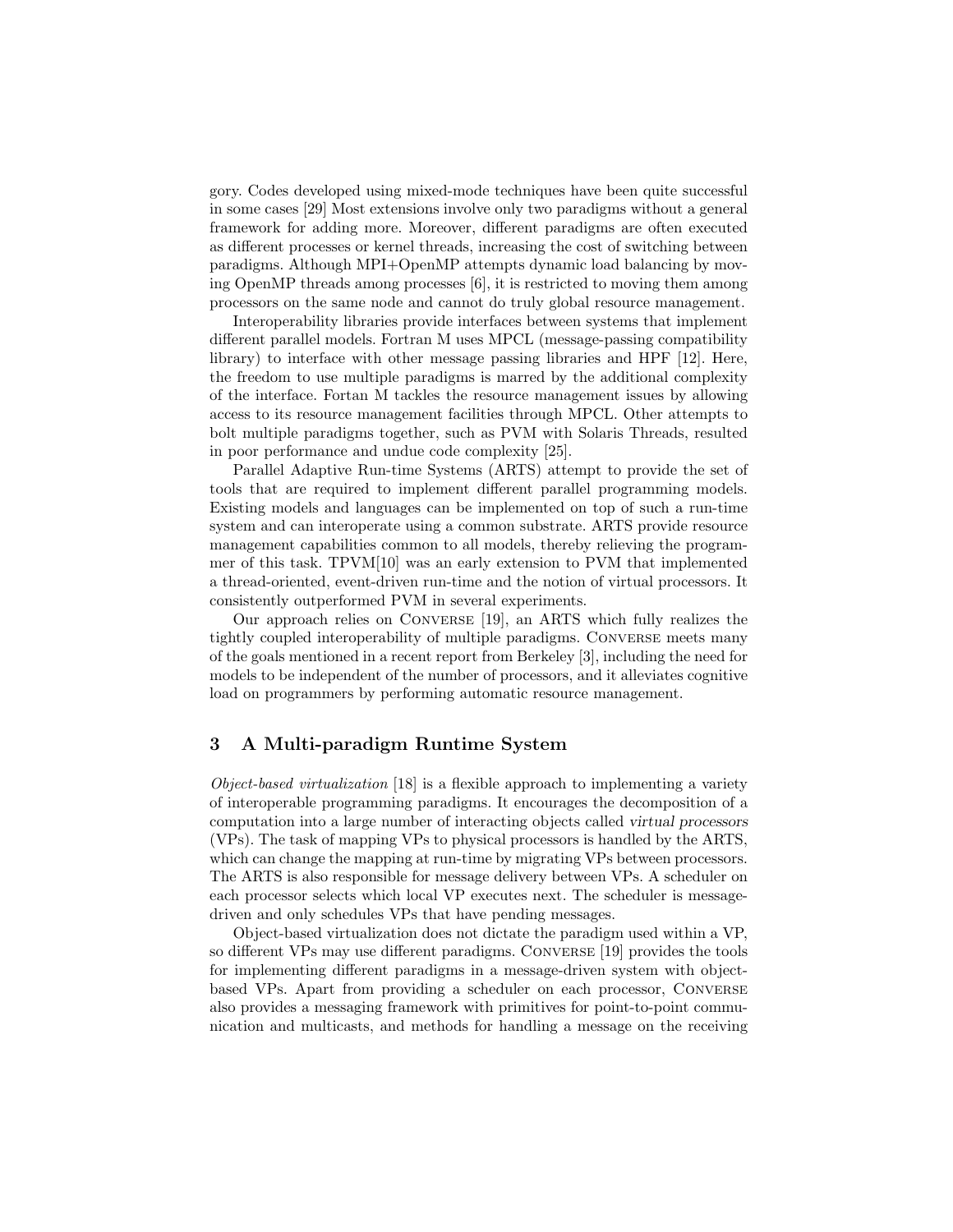gory. Codes developed using mixed-mode techniques have been quite successful in some cases [29] Most extensions involve only two paradigms without a general framework for adding more. Moreover, different paradigms are often executed as different processes or kernel threads, increasing the cost of switching between paradigms. Although MPI+OpenMP attempts dynamic load balancing by moving OpenMP threads among processes [6], it is restricted to moving them among processors on the same node and cannot do truly global resource management.

Interoperability libraries provide interfaces between systems that implement different parallel models. Fortran M uses MPCL (message-passing compatibility library) to interface with other message passing libraries and HPF [12]. Here, the freedom to use multiple paradigms is marred by the additional complexity of the interface. Fortan M tackles the resource management issues by allowing access to its resource management facilities through MPCL. Other attempts to bolt multiple paradigms together, such as PVM with Solaris Threads, resulted in poor performance and undue code complexity [25].

Parallel Adaptive Run-time Systems (ARTS) attempt to provide the set of tools that are required to implement different parallel programming models. Existing models and languages can be implemented on top of such a run-time system and can interoperate using a common substrate. ARTS provide resource management capabilities common to all models, thereby relieving the programmer of this task. TPVM[10] was an early extension to PVM that implemented a thread-oriented, event-driven run-time and the notion of virtual processors. It consistently outperformed PVM in several experiments.

Our approach relies on Converse [19], an ARTS which fully realizes the tightly coupled interoperability of multiple paradigms. Converse meets many of the goals mentioned in a recent report from Berkeley [3], including the need for models to be independent of the number of processors, and it alleviates cognitive load on programmers by performing automatic resource management.

## 3 A Multi-paradigm Runtime System

*Object-based virtualization* [18] is a flexible approach to implementing a variety of interoperable programming paradigms. It encourages the decomposition of a computation into a large number of interacting objects called *virtual processors* (VPs). The task of mapping VPs to physical processors is handled by the ARTS, which can change the mapping at run-time by migrating VPs between processors. The ARTS is also responsible for message delivery between VPs. A scheduler on each processor selects which local VP executes next. The scheduler is message-driven and only schedules VPs that have pending messages.

Object-based virtualization does not dictate the paradigm used within a VP, so different VPs may use different paradigms. Converse [19] provides the tools for implementing different paradigms in a message-driven system with object-based VPs. Apart from providing a scheduler on each processor, Converse also provides a messaging framework with primitives for point-to-point communication and multicasts, and methods for handling a message on the receiving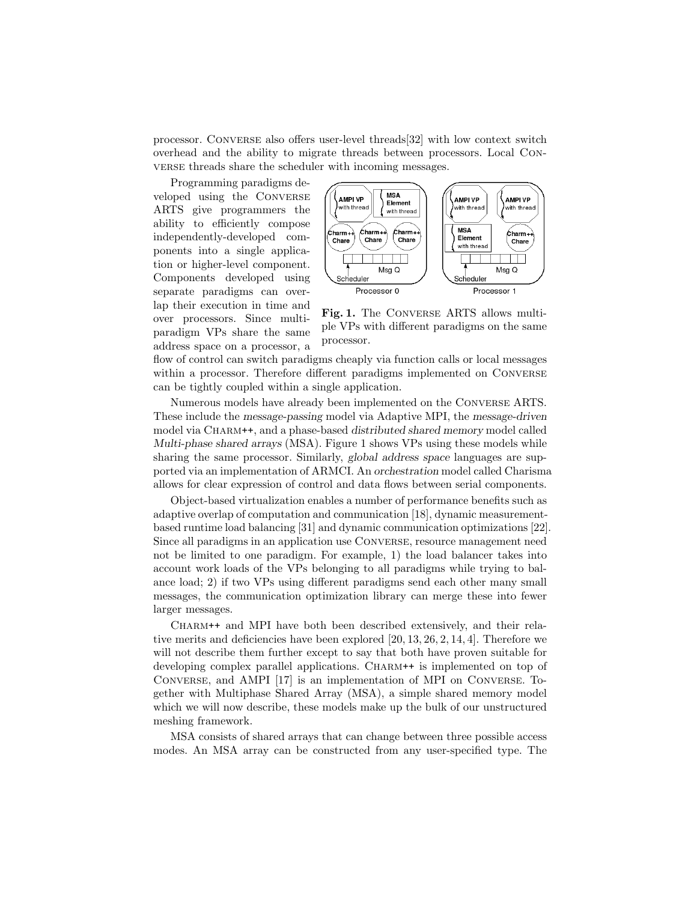processor. Converse also offers user-level threads[32] with low context switch overhead and the ability to migrate threads between processors. Local Converse threads share the scheduler with incoming messages.

Programming paradigms developed using the Converse ARTS give programmers the ability to efficiently compose independently-developed components into a single application or higher-level component. Components developed using separate paradigms can overlap their execution in time and over processors. Since multi-paradigm VPs share the same address space on a processor, a flow of control can switch paradigms cheaply via function calls or local messages within a processor. Therefore different paradigms implemented on Converse can be tightly coupled within a single application.

**Fig. 1.** The Converse ARTS allows multiple VPs with different paradigms on the same processor.

Numerous models have already been implemented on the Converse ARTS. These include the *message-passing* model via Adaptive MPI, the *message-driven* model via Charm++, and a phase-based *distributed shared memory* model called *Multi-phase shared arrays* (MSA). Figure 1 shows VPs using these models while sharing the same processor. Similarly, *global address space* languages are supported via an implementation of ARMCI. An *orchestration* model called Charisma allows for clear expression of control and data flows between serial components.

Object-based virtualization enables a number of performance benefits such as adaptive overlap of computation and communication [18], dynamic measurement-based runtime load balancing [31] and dynamic communication optimizations [22]. Since all paradigms in an application use Converse, resource management need not be limited to one paradigm. For example, 1) the load balancer takes into account work loads of the VPs belonging to all paradigms while trying to balance load; 2) if two VPs using different paradigms send each other many small messages, the communication optimization library can merge these into fewer larger messages.

Charm++ and MPI have both been described extensively, and their relative merits and deficiencies have been explored [20, 13, 26, 2, 14, 4]. Therefore we will not describe them further except to say that both have proven suitable for developing complex parallel applications. Charm++ is implemented on top of Converse, and AMPI [17] is an implementation of MPI on Converse. Together with Multiphase Shared Array (MSA), a simple shared memory model which we will now describe, these models make up the bulk of our unstructured meshing framework.

MSA consists of shared arrays that can change between three possible access modes. An MSA array can be constructed from any user-specified type. The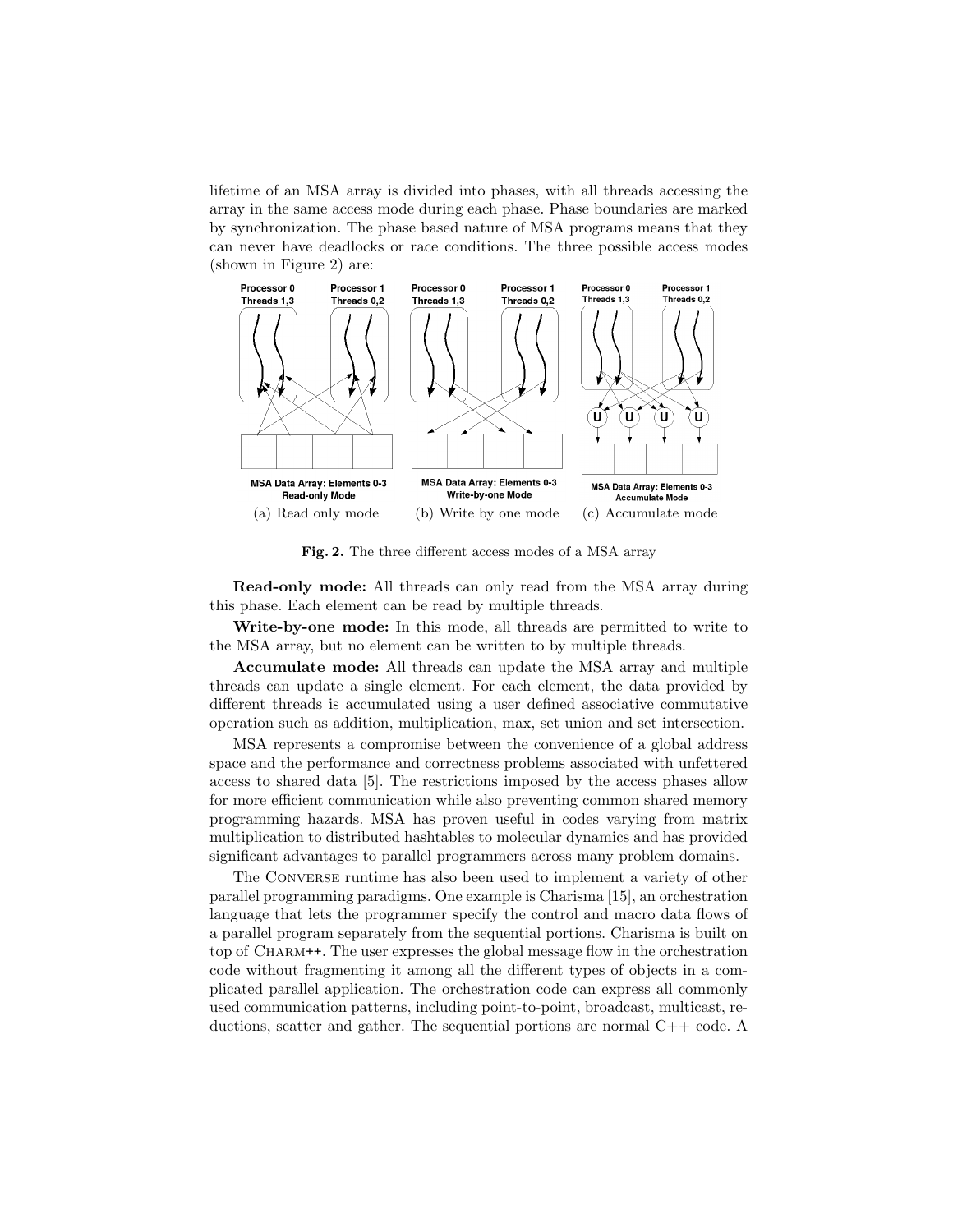lifetime of an MSA array is divided into phases, with all threads accessing the array in the same access mode during each phase. Phase boundaries are marked by synchronization. The phase based nature of MSA programs means that they can never have deadlocks or race conditions. The three possible access modes (shown in Figure 2) are:

(a) Read only mode (b) Write by one mode (c) Accumulate mode

**Fig. 2.** The three different access modes of a MSA array

**Read-only mode:** All threads can only read from the MSA array during this phase. Each element can be read by multiple threads.

**Write-by-one mode:** In this mode, all threads are permitted to write to the MSA array, but no element can be written to by multiple threads.

**Accumulate mode:** All threads can update the MSA array and multiple threads can update a single element. For each element, the data provided by different threads is accumulated using a user defined associative commutative operation such as addition, multiplication, max, set union and set intersection.

MSA represents a compromise between the convenience of a global address space and the performance and correctness problems associated with unfettered access to shared data [5]. The restrictions imposed by the access phases allow for more efficient communication while also preventing common shared memory programming hazards. MSA has proven useful in codes varying from matrix multiplication to distributed hashtables to molecular dynamics and has provided significant advantages to parallel programmers across many problem domains.

The Converse runtime has also been used to implement a variety of other parallel programming paradigms. One example is Charisma [15], an orchestration language that lets the programmer specify the control and macro data flows of a parallel program separately from the sequential portions. Charisma is built on top of Charm++. The user expresses the global message flow in the orchestration code without fragmenting it among all the different types of objects in a complicated parallel application. The orchestration code can express all commonly used communication patterns, including point-to-point, broadcast, multicast, reductions, scatter and gather. The sequential portions are normal C++ code. A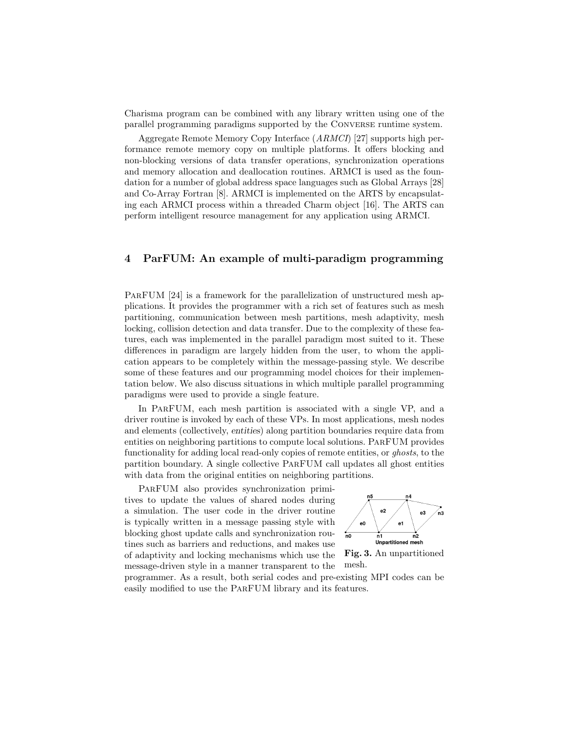Charisma program can be combined with any library written using one of the parallel programming paradigms supported by the CONVERSE runtime system.

Aggregate Remote Memory Copy Interface (*ARMCI*) [27] supports high performance remote memory copy on multiple platforms. It offers blocking and non-blocking versions of data transfer operations, synchronization operations and memory allocation and deallocation routines. ARMCI is used as the foundation for a number of global address space languages such as Global Arrays [28] and Co-Array Fortran [8]. ARMCI is implemented on the ARTS by encapsulating each ARMCI process within a threaded Charm object [16]. The ARTS can perform intelligent resource management for any application using ARMCI.

## 4 ParFUM: An example of multi-paradigm programming

PARFUM [24] is a framework for the parallelization of unstructured mesh applications. It provides the programmer with a rich set of features such as mesh partitioning, communication between mesh partitions, mesh adaptivity, mesh locking, collision detection and data transfer. Due to the complexity of these features, each was implemented in the parallel paradigm most suited to it. These differences in paradigm are largely hidden from the user, to whom the application appears to be completely within the message-passing style. We describe some of these features and our programming model choices for their implementation below. We also discuss situations in which multiple parallel programming paradigms were used to provide a single feature.

In PARFUM, each mesh partition is associated with a single VP, and a driver routine is invoked by each of these VPs. In most applications, mesh nodes and elements (collectively, *entities*) along partition boundaries require data from entities on neighboring partitions to compute local solutions. PARFUM provides functionality for adding local read-only copies of remote entities, or *ghosts*, to the partition boundary. A single collective PARFUM call updates all ghost entities with data from the original entities on neighboring partitions.

PARFUM also provides synchronization primitives to update the values of shared nodes during a simulation. The user code in the driver routine is typically written in a message passing style with blocking ghost update calls and synchronization routines such as barriers and reductions, and makes use of adaptivity and locking mechanisms which use the message-driven style in a manner transparent to the programmer. As a result, both serial codes and pre-existing MPI codes can be easily modified to use the PARFUM library and its features.

**Fig. 3.** An unpartitioned mesh.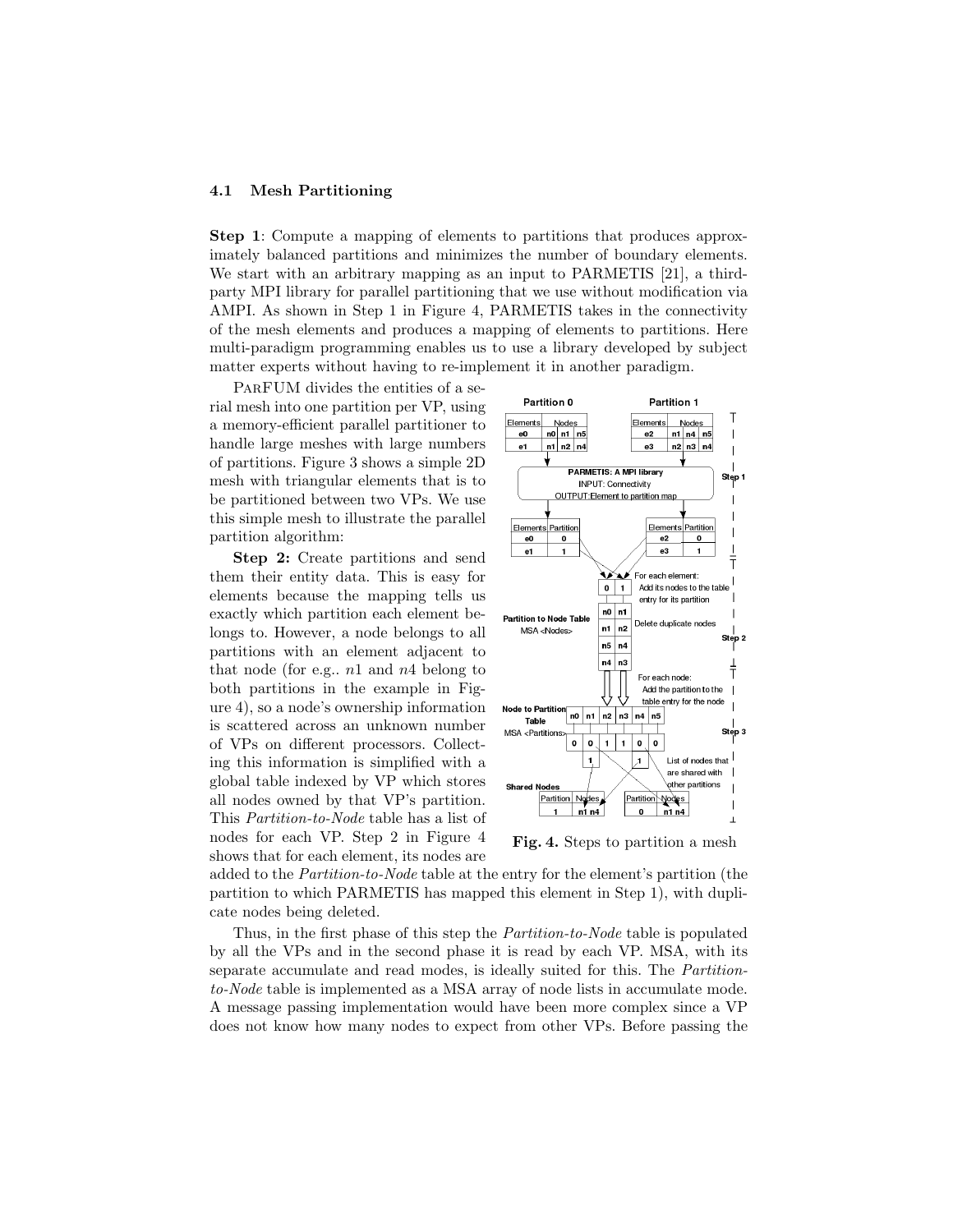### 4.1 Mesh Partitioning

**Step 1**: Compute a mapping of elements to partitions that produces approximately balanced partitions and minimizes the number of boundary elements. We start with an arbitrary mapping as an input to PARMETIS [21], a third-party MPI library for parallel partitioning that we use without modification via AMPI. As shown in Step 1 in Figure 4, PARMETIS takes in the connectivity of the mesh elements and produces a mapping of elements to partitions. Here multi-paradigm programming enables us to use a library developed by subject matter experts without having to re-implement it in another paradigm.

ParFUM divides the entities of a serial mesh into one partition per VP, using a memory-efficient parallel partitioner to handle large meshes with large numbers of partitions. Figure 3 shows a simple 2D mesh with triangular elements that is to be partitioned between two VPs. We use this simple mesh to illustrate the parallel partition algorithm:

**Step 2:** Create partitions and send them their entity data. This is easy for elements because the mapping tells us exactly which partition each element belongs to. However, a node belongs to all partitions with an element adjacent to that node (for e.g.. $n1$ and $n4$ belong to both partitions in the example in Figure 4), so a node's ownership information is scattered across an unknown number of VPs on different processors. Collecting this information is simplified with a global table indexed by VP which stores all nodes owned by that VP's partition. This *Partition-to-Node* table has a list of nodes for each VP. Step 2 in Figure 4 shows that for each element, its nodes are added to the *Partition-to-Node* table at the entry for the element's partition (the partition to which PARMETIS has mapped this element in Step 1), with duplicate nodes being deleted.

**Fig. 4.** Steps to partition a mesh

Thus, in the first phase of this step the *Partition-to-Node* table is populated by all the VPs and in the second phase it is read by each VP. MSA, with its separate accumulate and read modes, is ideally suited for this. The *Partition-to-Node* table is implemented as a MSA array of node lists in accumulate mode. A message passing implementation would have been more complex since a VP does not know how many nodes to expect from other VPs. Before passing the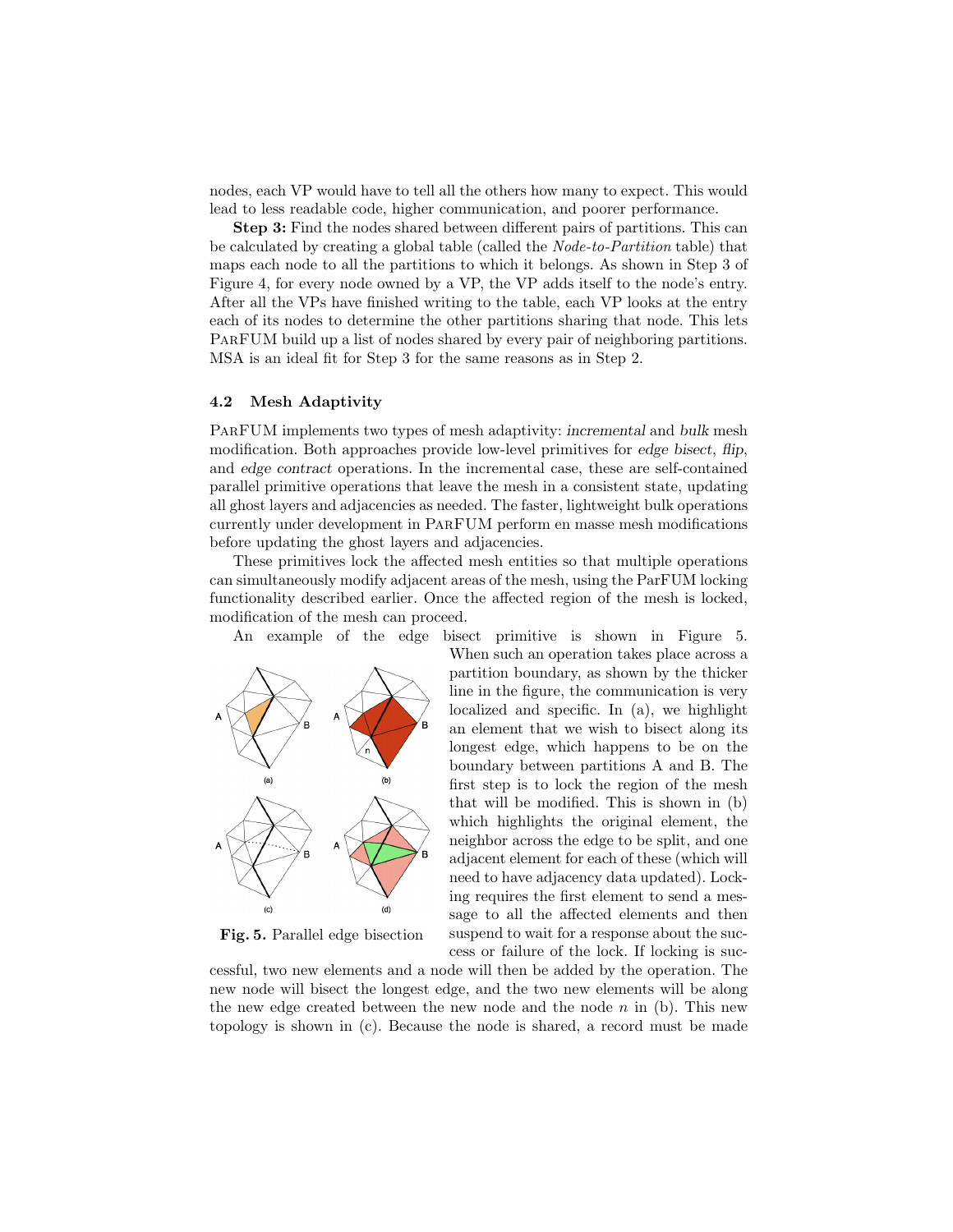nodes, each VP would have to tell all the others how many to expect. This would lead to less readable code, higher communication, and poorer performance.

**Step 3:** Find the nodes shared between different pairs of partitions. This can be calculated by creating a global table (called the *Node-to-Partition* table) that maps each node to all the partitions to which it belongs. As shown in Step 3 of Figure 4, for every node owned by a VP, the VP adds itself to the node's entry. After all the VPs have finished writing to the table, each VP looks at the entry each of its nodes to determine the other partitions sharing that node. This lets ParFUM build up a list of nodes shared by every pair of neighboring partitions. MSA is an ideal fit for Step 3 for the same reasons as in Step 2.

### 4.2 Mesh Adaptivity

ParFUM implements two types of mesh adaptivity: *incremental* and *bulk* mesh modification. Both approaches provide low-level primitives for *edge bisect*, *flip*, and *edge contract* operations. In the incremental case, these are self-contained parallel primitive operations that leave the mesh in a consistent state, updating all ghost layers and adjacencies as needed. The faster, lightweight bulk operations currently under development in ParFUM perform en masse mesh modifications before updating the ghost layers and adjacencies.

These primitives lock the affected mesh entities so that multiple operations can simultaneously modify adjacent areas of the mesh, using the ParFUM locking functionality described earlier. Once the affected region of the mesh is locked, modification of the mesh can proceed.

An example of the edge bisect primitive is shown in Figure 5. When such an operation takes place across a partition boundary, as shown by the thicker line in the figure, the communication is very localized and specific. In (a), we highlight an element that we wish to bisect along its longest edge, which happens to be on the boundary between partitions A and B. The first step is to lock the region of the mesh that will be modified. This is shown in (b) which highlights the original element, the neighbor across the edge to be split, and one adjacent element for each of these (which will need to have adjacency data updated). Locking requires the first element to send a message to all the affected elements and then suspend to wait for a response about the success or failure of the lock. If locking is successful, two new elements and a node will then be added by the operation. The new node will bisect the longest edge, and the two new elements will be along the new edge created between the new node and the node $n$ in (b). This new topology is shown in (c). Because the node is shared, a record must be made

**Fig. 5.** Parallel edge bisection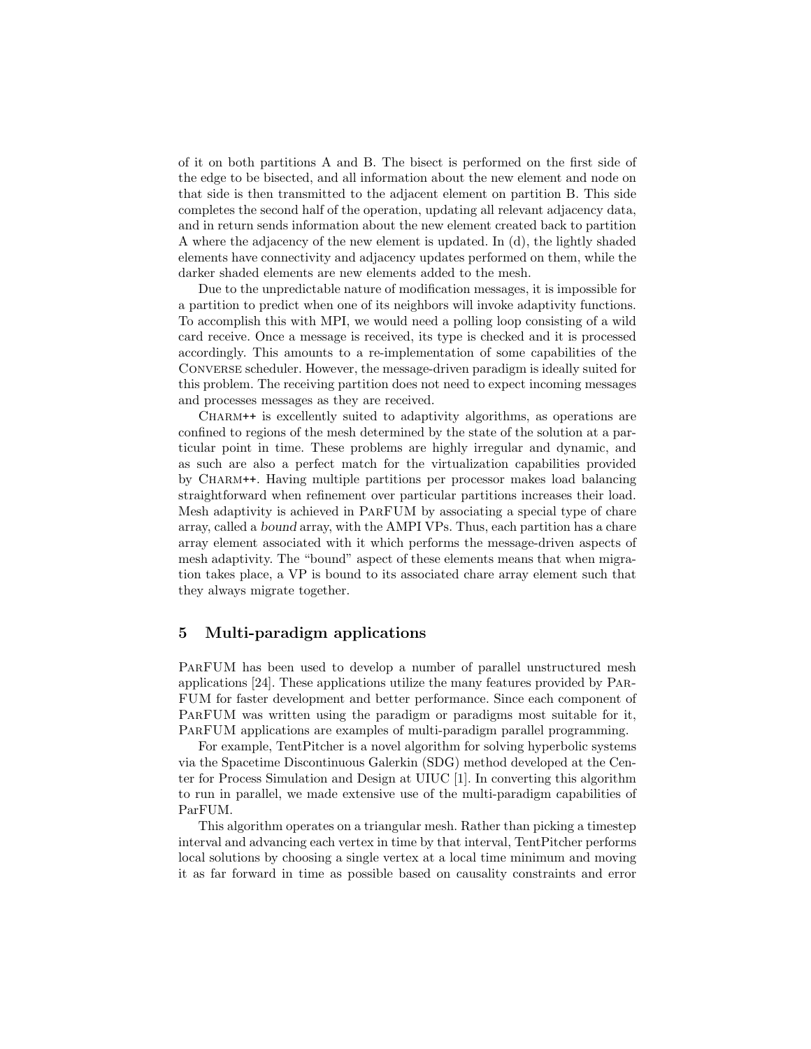of it on both partitions A and B. The bisect is performed on the first side of the edge to be bisected, and all information about the new element and node on that side is then transmitted to the adjacent element on partition B. This side completes the second half of the operation, updating all relevant adjacency data, and in return sends information about the new element created back to partition A where the adjacency of the new element is updated. In (d), the lightly shaded elements have connectivity and adjacency updates performed on them, while the darker shaded elements are new elements added to the mesh.

Due to the unpredictable nature of modification messages, it is impossible for a partition to predict when one of its neighbors will invoke adaptivity functions. To accomplish this with MPI, we would need a polling loop consisting of a wild card receive. Once a message is received, its type is checked and it is processed accordingly. This amounts to a re-implementation of some capabilities of the Converse scheduler. However, the message-driven paradigm is ideally suited for this problem. The receiving partition does not need to expect incoming messages and processes messages as they are received.

Charm++ is excellently suited to adaptivity algorithms, as operations are confined to regions of the mesh determined by the state of the solution at a particular point in time. These problems are highly irregular and dynamic, and as such are also a perfect match for the virtualization capabilities provided by Charm++. Having multiple partitions per processor makes load balancing straightforward when refinement over particular partitions increases their load. Mesh adaptivity is achieved in ParFUM by associating a special type of chare array, called a *bound* array, with the AMPI VPs. Thus, each partition has a chare array element associated with it which performs the message-driven aspects of mesh adaptivity. The "bound" aspect of these elements means that when migration takes place, a VP is bound to its associated chare array element such that they always migrate together.

## 5 Multi-paradigm applications

ParFUM has been used to develop a number of parallel unstructured mesh applications [24]. These applications utilize the many features provided by ParFUM for faster development and better performance. Since each component of ParFUM was written using the paradigm or paradigms most suitable for it, ParFUM applications are examples of multi-paradigm parallel programming.

For example, TentPitcher is a novel algorithm for solving hyperbolic systems via the Spacetime Discontinuous Galerkin (SDG) method developed at the Center for Process Simulation and Design at UIUC [1]. In converting this algorithm to run in parallel, we made extensive use of the multi-paradigm capabilities of ParFUM.

This algorithm operates on a triangular mesh. Rather than picking a timestep interval and advancing each vertex in time by that interval, TentPitcher performs local solutions by choosing a single vertex at a local time minimum and moving it as far forward in time as possible based on causality constraints and error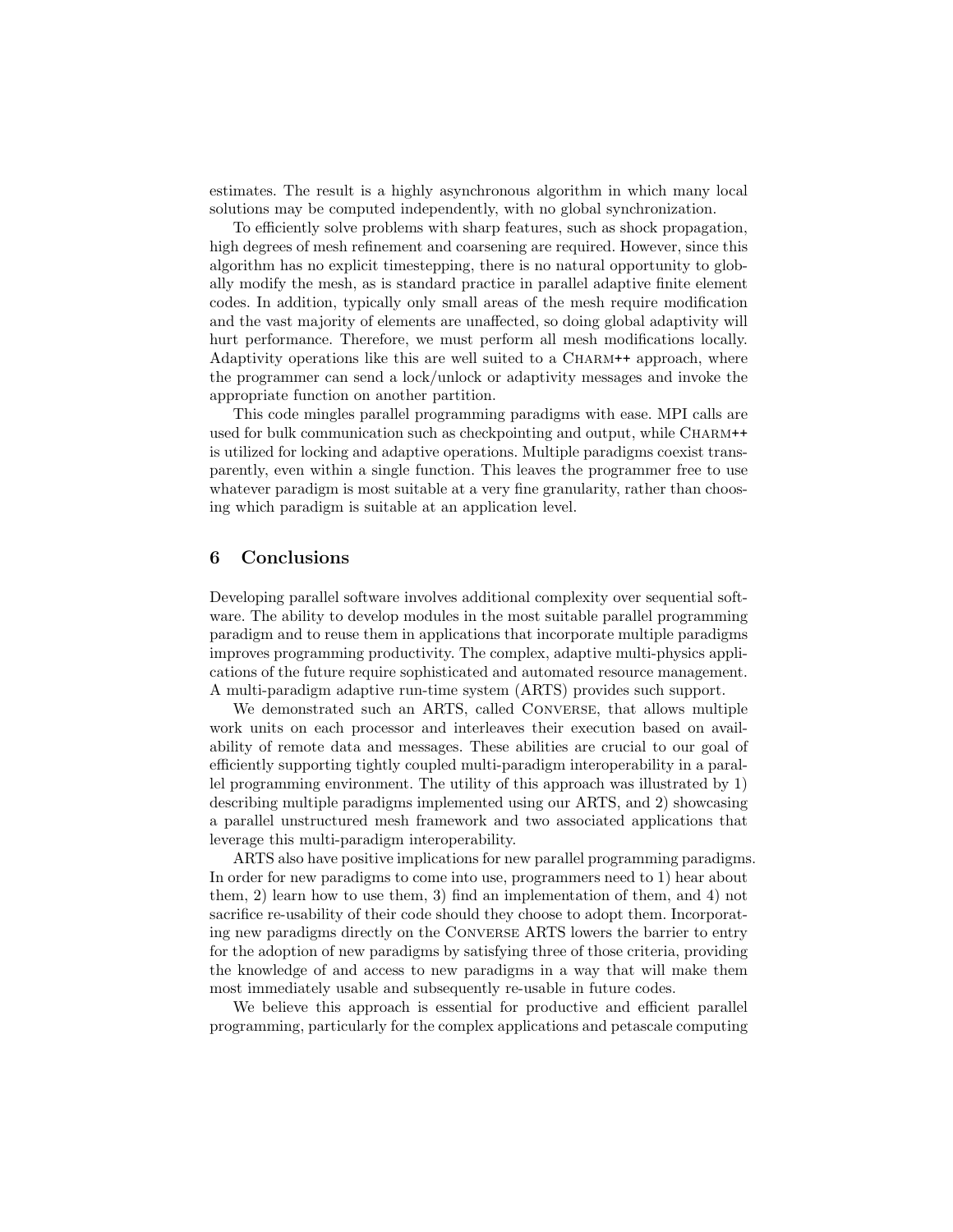estimates. The result is a highly asynchronous algorithm in which many local solutions may be computed independently, with no global synchronization.

To efficiently solve problems with sharp features, such as shock propagation, high degrees of mesh refinement and coarsening are required. However, since this algorithm has no explicit timestepping, there is no natural opportunity to globally modify the mesh, as is standard practice in parallel adaptive finite element codes. In addition, typically only small areas of the mesh require modification and the vast majority of elements are unaffected, so doing global adaptivity will hurt performance. Therefore, we must perform all mesh modifications locally. Adaptivity operations like this are well suited to a Charm++ approach, where the programmer can send a lock/unlock or adaptivity messages and invoke the appropriate function on another partition.

This code mingles parallel programming paradigms with ease. MPI calls are used for bulk communication such as checkpointing and output, while Charm++ is utilized for locking and adaptive operations. Multiple paradigms coexist transparently, even within a single function. This leaves the programmer free to use whatever paradigm is most suitable at a very fine granularity, rather than choosing which paradigm is suitable at an application level.

## 6 Conclusions

Developing parallel software involves additional complexity over sequential software. The ability to develop modules in the most suitable parallel programming paradigm and to reuse them in applications that incorporate multiple paradigms improves programming productivity. The complex, adaptive multi-physics applications of the future require sophisticated and automated resource management. A multi-paradigm adaptive run-time system (ARTS) provides such support.

We demonstrated such an ARTS, called Converse, that allows multiple work units on each processor and interleaves their execution based on availability of remote data and messages. These abilities are crucial to our goal of efficiently supporting tightly coupled multi-paradigm interoperability in a parallel programming environment. The utility of this approach was illustrated by 1) describing multiple paradigms implemented using our ARTS, and 2) showcasing a parallel unstructured mesh framework and two associated applications that leverage this multi-paradigm interoperability.

ARTS also have positive implications for new parallel programming paradigms. In order for new paradigms to come into use, programmers need to 1) hear about them, 2) learn how to use them, 3) find an implementation of them, and 4) not sacrifice re-usability of their code should they choose to adopt them. Incorporating new paradigms directly on the Converse ARTS lowers the barrier to entry for the adoption of new paradigms by satisfying three of those criteria, providing the knowledge of and access to new paradigms in a way that will make them most immediately usable and subsequently re-usable in future codes.

We believe this approach is essential for productive and efficient parallel programming, particularly for the complex applications and petascale computing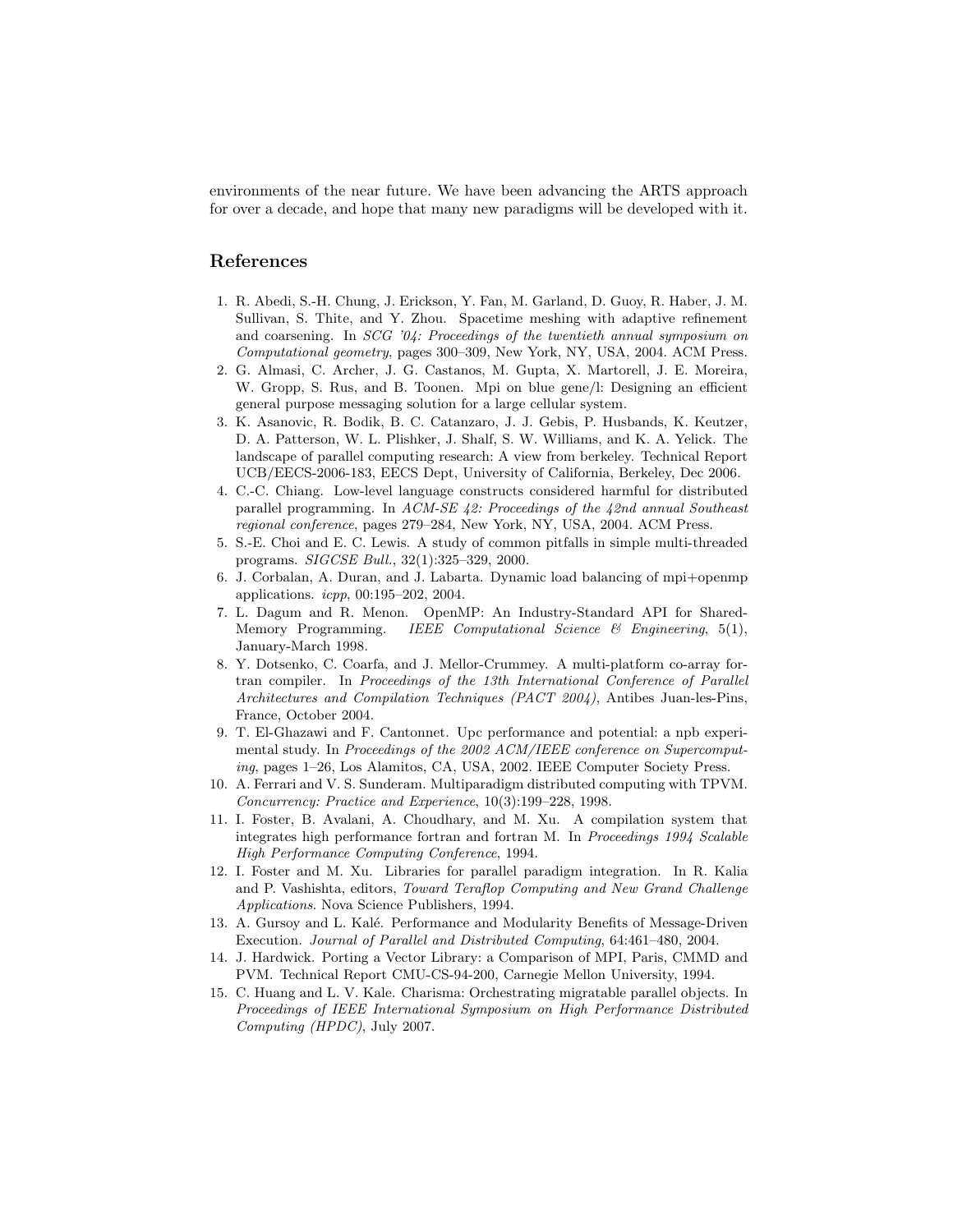environments of the near future. We have been advancing the ARTS approach for over a decade, and hope that many new paradigms will be developed with it.

## References

1. R. Abedi, S.-H. Chung, J. Erickson, Y. Fan, M. Garland, D. Guoy, R. Haber, J. M. Sullivan, S. Thite, and Y. Zhou. Spacetime meshing with adaptive refinement and coarsening. In *SCG '04: Proceedings of the twentieth annual symposium on Computational geometry*, pages 300–309, New York, NY, USA, 2004. ACM Press.
2. G. Almasi, C. Archer, J. G. Castanos, M. Gupta, X. Martorell, J. E. Moreira, W. Gropp, S. Rus, and B. Toonen. Mpi on blue gene/l: Designing an efficient general purpose messaging solution for a large cellular system.
3. K. Asanovic, R. Bodik, B. C. Catanzaro, J. J. Gebis, P. Husbands, K. Keutzer, D. A. Patterson, W. L. Plishker, J. Shalf, S. W. Williams, and K. A. Yelick. The landscape of parallel computing research: A view from berkeley. Technical Report UCB/EECS-2006-183, EECS Dept, University of California, Berkeley, Dec 2006.
4. C.-C. Chiang. Low-level language constructs considered harmful for distributed parallel programming. In *ACM-SE 42: Proceedings of the 42nd annual Southeast regional conference*, pages 279–284, New York, NY, USA, 2004. ACM Press.
5. S.-E. Choi and E. C. Lewis. A study of common pitfalls in simple multi-threaded programs. *SIGCSE Bull.*, 32(1):325–329, 2000.
6. J. Corbalan, A. Duran, and J. Labarta. Dynamic load balancing of mpi+openmp applications. *icpp*, 00:195–202, 2004.
7. L. Dagum and R. Menon. OpenMP: An Industry-Standard API for Shared-Memory Programming. *IEEE Computational Science & Engineering*, 5(1), January-March 1998.
8. Y. Dotsenko, C. Coarfa, and J. Mellor-Crummey. A multi-platform co-array fortran compiler. In *Proceedings of the 13th International Conference of Parallel Architectures and Compilation Techniques (PACT 2004)*, Antibes Juan-les-Pins, France, October 2004.
9. T. El-Ghazawi and F. Cantonnet. Upc performance and potential: a npb experimental study. In *Proceedings of the 2002 ACM/IEEE conference on Supercomputing*, pages 1–26, Los Alamitos, CA, USA, 2002. IEEE Computer Society Press.
10. A. Ferrari and V. S. Sunderam. Multiparadigm distributed computing with TPVM. *Concurrency: Practice and Experience*, 10(3):199–228, 1998.
11. I. Foster, B. Avalani, A. Choudhary, and M. Xu. A compilation system that integrates high performance fortran and fortran M. In *Proceedings 1994 Scalable High Performance Computing Conference*, 1994.
12. I. Foster and M. Xu. Libraries for parallel paradigm integration. In R. Kalia and P. Vashishta, editors, *Toward Teraflop Computing and New Grand Challenge Applications*. Nova Science Publishers, 1994.
13. A. Gursoy and L. Kalé. Performance and Modularity Benefits of Message-Driven Execution. *Journal of Parallel and Distributed Computing*, 64:461–480, 2004.
14. J. Hardwick. Porting a Vector Library: a Comparison of MPI, Paris, CMMD and PVM. Technical Report CMU-CS-94-200, Carnegie Mellon University, 1994.
15. C. Huang and L. V. Kale. Charisma: Orchestrating migratable parallel objects. In *Proceedings of IEEE International Symposium on High Performance Distributed Computing (HPDC)*, July 2007.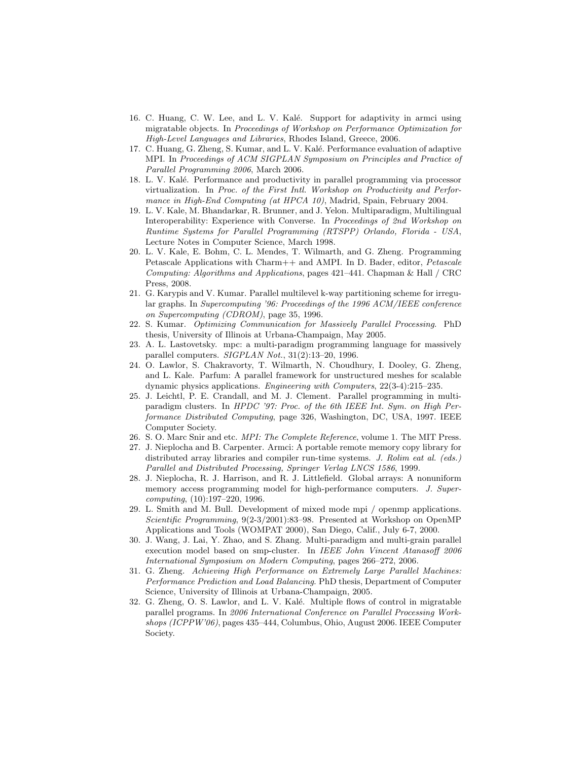16. C. Huang, C. W. Lee, and L. V. Kalé. Support for adaptivity in armci using migratable objects. In *Proceedings of Workshop on Performance Optimization for High-Level Languages and Libraries*, Rhodes Island, Greece, 2006.
17. C. Huang, G. Zheng, S. Kumar, and L. V. Kalé. Performance evaluation of adaptive MPI. In *Proceedings of ACM SIGPLAN Symposium on Principles and Practice of Parallel Programming 2006*, March 2006.
18. L. V. Kalé. Performance and productivity in parallel programming via processor virtualization. In *Proc. of the First Intl. Workshop on Productivity and Performance in High-End Computing (at HPCA 10)*, Madrid, Spain, February 2004.
19. L. V. Kale, M. Bhandarkar, R. Brunner, and J. Yelon. Multiparadigm, Multilingual Interoperability: Experience with Converse. In *Proceedings of 2nd Workshop on Runtime Systems for Parallel Programming (RTSPP) Orlando, Florida - USA*, Lecture Notes in Computer Science, March 1998.
20. L. V. Kale, E. Bohm, C. L. Mendes, T. Wilmarth, and G. Zheng. Programming Petascale Applications with Charm++ and AMPI. In D. Bader, editor, *Petascale Computing: Algorithms and Applications*, pages 421–441. Chapman & Hall / CRC Press, 2008.
21. G. Karypis and V. Kumar. Parallel multilevel k-way partitioning scheme for irregular graphs. In *Supercomputing '96: Proceedings of the 1996 ACM/IEEE conference on Supercomputing (CDROM)*, page 35, 1996.
22. S. Kumar. *Optimizing Communication for Massively Parallel Processing*. PhD thesis, University of Illinois at Urbana-Champaign, May 2005.
23. A. L. Lastovetsky. mpc: a multi-paradigm programming language for massively parallel computers. *SIGPLAN Not.*, 31(2):13–20, 1996.
24. O. Lawlor, S. Chakravorty, T. Wilmarth, N. Choudhury, I. Dooley, G. Zheng, and L. Kale. Parfum: A parallel framework for unstructured meshes for scalable dynamic physics applications. *Engineering with Computers*, 22(3-4):215–235.
25. J. Leichtl, P. E. Crandall, and M. J. Clement. Parallel programming in multi-paradigm clusters. In *HPDC '97: Proc. of the 6th IEEE Int. Sym. on High Performance Distributed Computing*, page 326, Washington, DC, USA, 1997. IEEE Computer Society.
26. S. O. Marc Snir and etc. *MPI: The Complete Reference*, volume 1. The MIT Press.
27. J. Nieplocha and B. Carpenter. Armci: A portable remote memory copy library for distributed array libraries and compiler run-time systems. *J. Rolim eat al. (eds.) Parallel and Distributed Processing, Springer Verlag LNCS 1586*, 1999.
28. J. Nieplocha, R. J. Harrison, and R. J. Littlefield. Global arrays: A nonuniform memory access programming model for high-performance computers. *J. Supercomputing*, (10):197–220, 1996.
29. L. Smith and M. Bull. Development of mixed mode mpi / openmp applications. *Scientific Programming*, 9(2-3/2001):83–98. Presented at Workshop on OpenMP Applications and Tools (WOMPAT 2000), San Diego, Calif., July 6-7, 2000.
30. J. Wang, J. Lai, Y. Zhao, and S. Zhang. Multi-paradigm and multi-grain parallel execution model based on smp-cluster. In *IEEE John Vincent Atanasoff 2006 International Symposium on Modern Computing*, pages 266–272, 2006.
31. G. Zheng. *Achieving High Performance on Extremely Large Parallel Machines: Performance Prediction and Load Balancing*. PhD thesis, Department of Computer Science, University of Illinois at Urbana-Champaign, 2005.
32. G. Zheng, O. S. Lawlor, and L. V. Kalé. Multiple flows of control in migratable parallel programs. In *2006 International Conference on Parallel Processing Workshops (ICPPW'06)*, pages 435–444, Columbus, Ohio, August 2006. IEEE Computer Society.